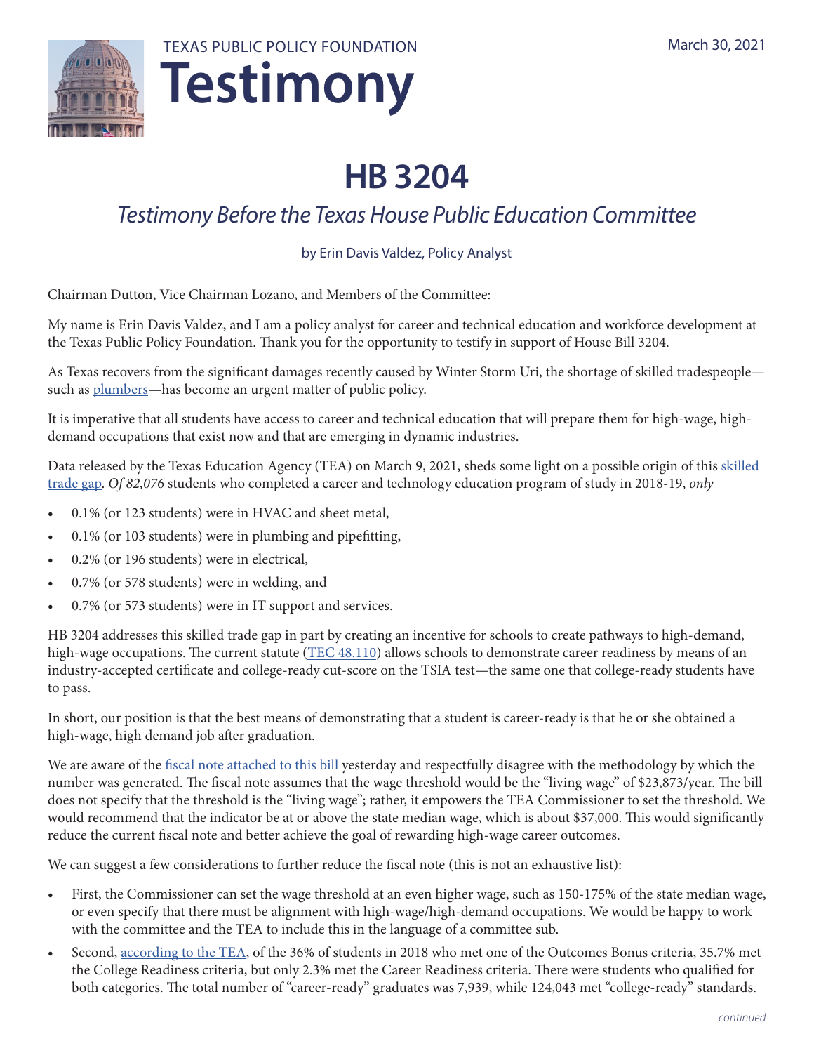TEXAS PUBLIC POLICY FOUNDATION

# Testimony

March 30, 2021

# HB 3204

## *Testimony Before the Texas House Public Education Committee*

by Erin Davis Valdez, Policy Analyst

Chairman Dutton, Vice Chairman Lozano, and Members of the Committee:

My name is Erin Davis Valdez, and I am a policy analyst for career and technical education and workforce development at the Texas Public Policy Foundation. Thank you for the opportunity to testify in support of House Bill 3204.

As Texas recovers from the significant damages recently caused by Winter Storm Uri, the shortage of skilled tradespeople—such as plumbers—has become an urgent matter of public policy.

It is imperative that all students have access to career and technical education that will prepare them for high-wage, high-demand occupations that exist now and that are emerging in dynamic industries.

Data released by the Texas Education Agency (TEA) on March 9, 2021, sheds some light on a possible origin of this skilled trade gap. *Of 82,076* students who completed a career and technology education program of study in 2018-19, *only*

- 0.1% (or 123 students) were in HVAC and sheet metal,
- 0.1% (or 103 students) were in plumbing and pipefitting,
- 0.2% (or 196 students) were in electrical,
- 0.7% (or 578 students) were in welding, and
- 0.7% (or 573 students) were in IT support and services.

HB 3204 addresses this skilled trade gap in part by creating an incentive for schools to create pathways to high-demand, high-wage occupations. The current statute (TEC 48.110) allows schools to demonstrate career readiness by means of an industry-accepted certificate and college-ready cut-score on the TSIA test—the same one that college-ready students have to pass.

In short, our position is that the best means of demonstrating that a student is career-ready is that he or she obtained a high-wage, high demand job after graduation.

We are aware of the fiscal note attached to this bill yesterday and respectfully disagree with the methodology by which the number was generated. The fiscal note assumes that the wage threshold would be the "living wage" of $23,873/year. The bill does not specify that the threshold is the "living wage"; rather, it empowers the TEA Commissioner to set the threshold. We would recommend that the indicator be at or above the state median wage, which is about $37,000. This would significantly reduce the current fiscal note and better achieve the goal of rewarding high-wage career outcomes.

We can suggest a few considerations to further reduce the fiscal note (this is not an exhaustive list):

- First, the Commissioner can set the wage threshold at an even higher wage, such as 150-175% of the state median wage, or even specify that there must be alignment with high-wage/high-demand occupations. We would be happy to work with the committee and the TEA to include this in the language of a committee sub.
- Second, according to the TEA, of the 36% of students in 2018 who met one of the Outcomes Bonus criteria, 35.7% met the College Readiness criteria, but only 2.3% met the Career Readiness criteria. There were students who qualified for both categories. The total number of "career-ready" graduates was 7,939, while 124,043 met "college-ready" standards.

*continued*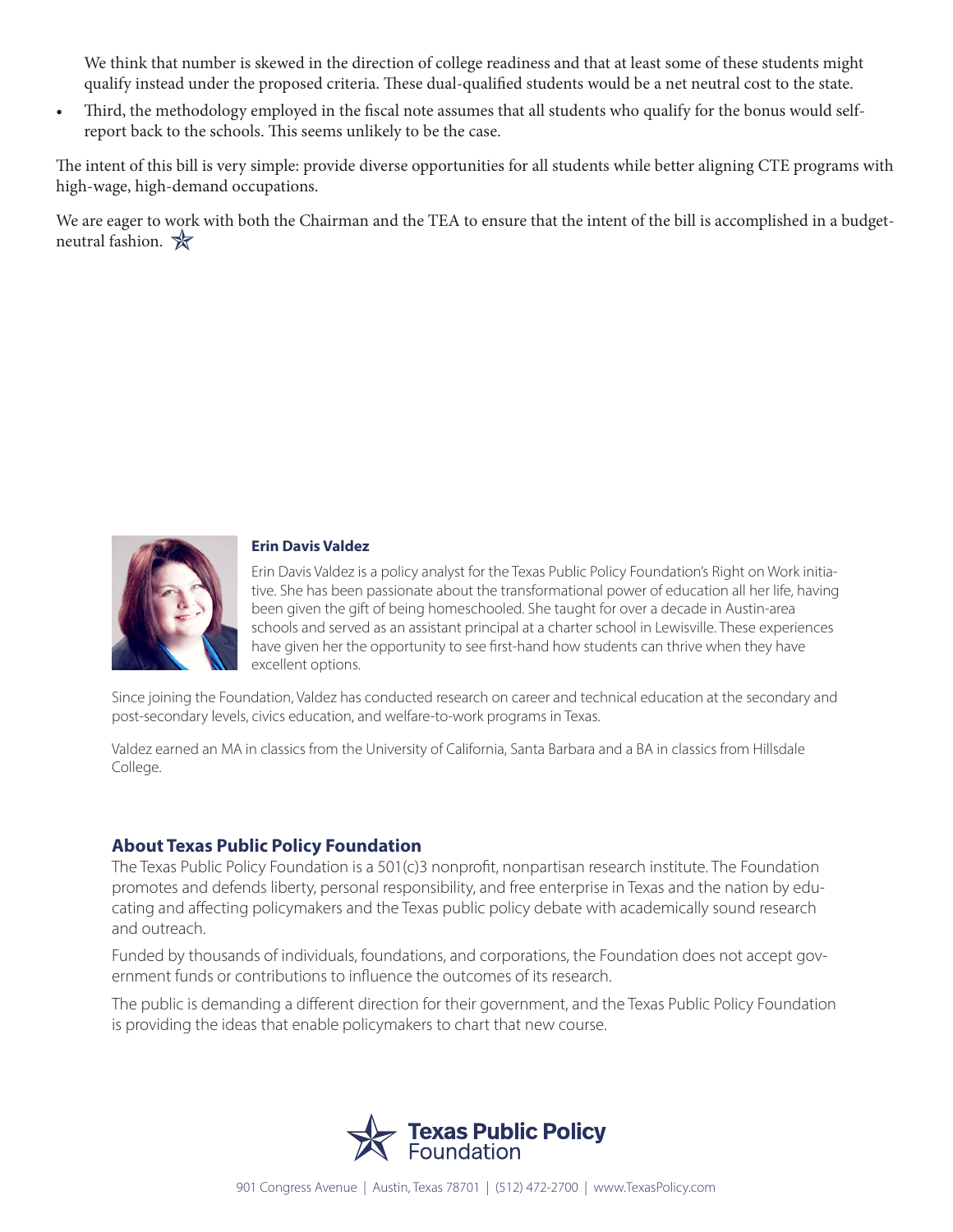We think that number is skewed in the direction of college readiness and that at least some of these students might qualify instead under the proposed criteria. These dual-qualified students would be a net neutral cost to the state.

- Third, the methodology employed in the fiscal note assumes that all students who qualify for the bonus would self-report back to the schools. This seems unlikely to be the case.

The intent of this bill is very simple: provide diverse opportunities for all students while better aligning CTE programs with high-wage, high-demand occupations.

We are eager to work with both the Chairman and the TEA to ensure that the intent of the bill is accomplished in a budget-neutral fashion.

**Erin Davis Valdez**

Erin Davis Valdez is a policy analyst for the Texas Public Policy Foundation's Right on Work initiative. She has been passionate about the transformational power of education all her life, having been given the gift of being homeschooled. She taught for over a decade in Austin-area schools and served as an assistant principal at a charter school in Lewisville. These experiences have given her the opportunity to see first-hand how students can thrive when they have excellent options.

Since joining the Foundation, Valdez has conducted research on career and technical education at the secondary and post-secondary levels, civics education, and welfare-to-work programs in Texas.

Valdez earned an MA in classics from the University of California, Santa Barbara and a BA in classics from Hillsdale College.

## About Texas Public Policy Foundation

The Texas Public Policy Foundation is a 501(c)3 nonprofit, nonpartisan research institute. The Foundation promotes and defends liberty, personal responsibility, and free enterprise in Texas and the nation by educating and affecting policymakers and the Texas public policy debate with academically sound research and outreach.

Funded by thousands of individuals, foundations, and corporations, the Foundation does not accept government funds or contributions to influence the outcomes of its research.

The public is demanding a different direction for their government, and the Texas Public Policy Foundation is providing the ideas that enable policymakers to chart that new course.

Texas Public Policy Foundation

901 Congress Avenue | Austin, Texas 78701 | (512) 472-2700 | www.TexasPolicy.com